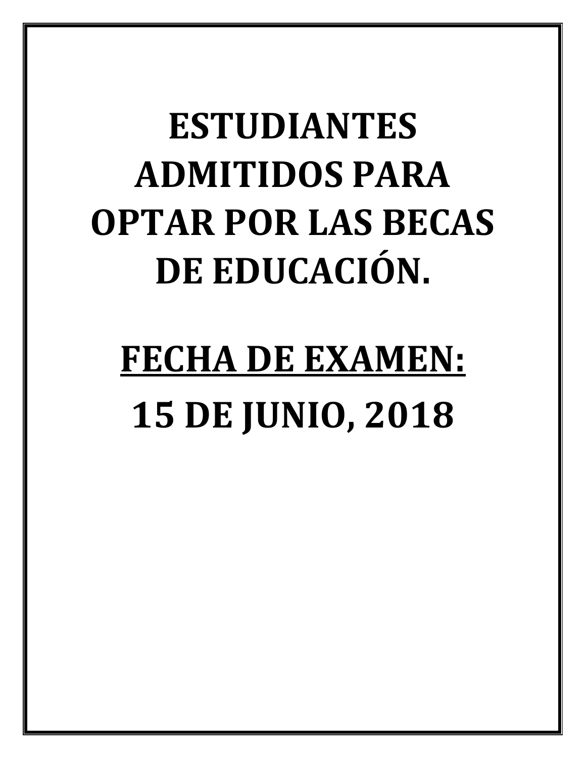# ESTUDIANTES ADMITIDOS PARA OPTAR POR LAS BECAS DE EDUCACIÓN.

## FECHA DE EXAMEN:

## 15 DE JUNIO, 2018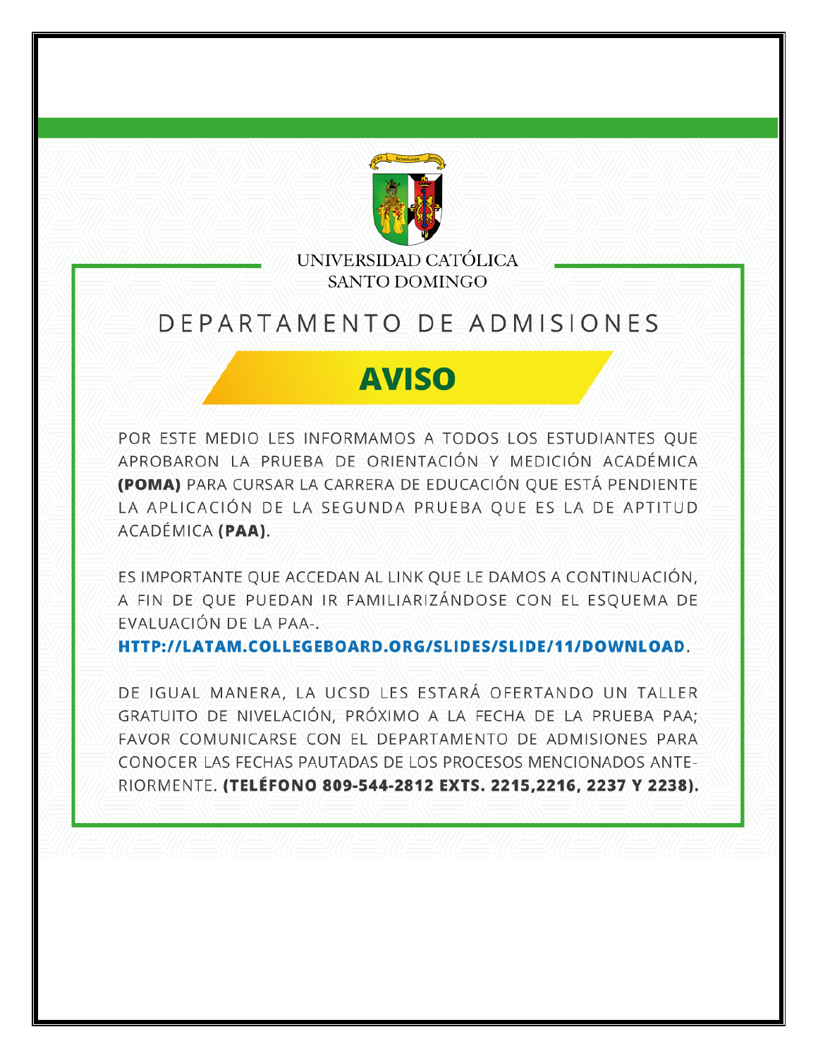UNIVERSIDAD CATÓLICA
SANTO DOMINGO

## DEPARTAMENTO DE ADMISIONES

# AVISO

POR ESTE MEDIO LES INFORMAMOS A TODOS LOS ESTUDIANTES QUE APROBARON LA PRUEBA DE ORIENTACIÓN Y MEDICIÓN ACADÉMICA **(POMA)** PARA CURSAR LA CARRERA DE EDUCACIÓN QUE ESTÁ PENDIENTE LA APLICACIÓN DE LA SEGUNDA PRUEBA QUE ES LA DE APTITUD ACADÉMICA **(PAA)**.

ES IMPORTANTE QUE ACCEDAN AL LINK QUE LE DAMOS A CONTINUACIÓN, A FIN DE QUE PUEDAN IR FAMILIARIZÁNDOSE CON EL ESQUEMA DE EVALUACIÓN DE LA PAA-.
**HTTP://LATAM.COLLEGEBOARD.ORG/SLIDES/SLIDE/11/DOWNLOAD**.

DE IGUAL MANERA, LA UCSD LES ESTARÁ OFERTANDO UN TALLER GRATUITO DE NIVELACIÓN, PRÓXIMO A LA FECHA DE LA PRUEBA PAA; FAVOR COMUNICARSE CON EL DEPARTAMENTO DE ADMISIONES PARA CONOCER LAS FECHAS PAUTADAS DE LOS PROCESOS MENCIONADOS ANTERIORMENTE. **(TELÉFONO 809-544-2812 EXTS. 2215,2216, 2237 Y 2238).**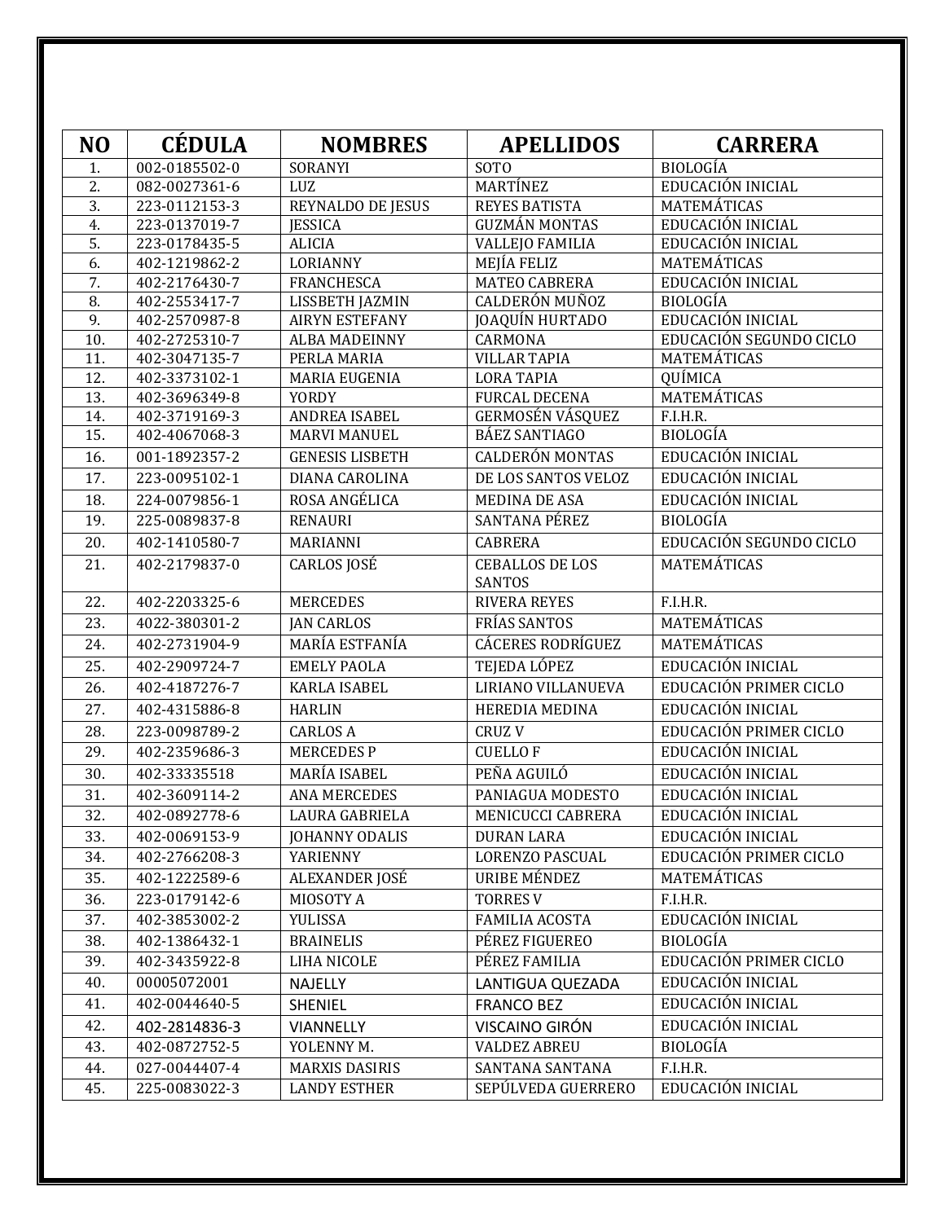| NO | CÉDULA | NOMBRES | APELLIDOS | CARRERA |
|---|---|---|---|---|
| 1. | 002-0185502-0 | SORANYI | SOTO | BIOLOGÍA |
| 2. | 082-0027361-6 | LUZ | MARTÍNEZ | EDUCACIÓN INICIAL |
| 3. | 223-0112153-3 | REYNALDO DE JESUS | REYES BATISTA | MATEMÁTICAS |
| 4. | 223-0137019-7 | JESSICA | GUZMÁN MONTAS | EDUCACIÓN INICIAL |
| 5. | 223-0178435-5 | ALICIA | VALLEJO FAMILIA | EDUCACIÓN INICIAL |
| 6. | 402-1219862-2 | LORIANNY | MEJÍA FELIZ | MATEMÁTICAS |
| 7. | 402-2176430-7 | FRANCHESCA | MATEO CABRERA | EDUCACIÓN INICIAL |
| 8. | 402-2553417-7 | LISSBETH JAZMIN | CALDERÓN MUÑOZ | BIOLOGÍA |
| 9. | 402-2570987-8 | AIRYN ESTEFANY | JOAQUÍN HURTADO | EDUCACIÓN INICIAL |
| 10. | 402-2725310-7 | ALBA MADEINNY | CARMONA | EDUCACIÓN SEGUNDO CICLO |
| 11. | 402-3047135-7 | PERLA MARIA | VILLAR TAPIA | MATEMÁTICAS |
| 12. | 402-3373102-1 | MARIA EUGENIA | LORA TAPIA | QUÍMICA |
| 13. | 402-3696349-8 | YORDY | FURCAL DECENA | MATEMÁTICAS |
| 14. | 402-3719169-3 | ANDREA ISABEL | GERMOSÉN VÁSQUEZ | F.I.H.R. |
| 15. | 402-4067068-3 | MARVI MANUEL | BÁEZ SANTIAGO | BIOLOGÍA |
| 16. | 001-1892357-2 | GENESIS LISBETH | CALDERÓN MONTAS | EDUCACIÓN INICIAL |
| 17. | 223-0095102-1 | DIANA CAROLINA | DE LOS SANTOS VELOZ | EDUCACIÓN INICIAL |
| 18. | 224-0079856-1 | ROSA ANGÉLICA | MEDINA DE ASA | EDUCACIÓN INICIAL |
| 19. | 225-0089837-8 | RENAURI | SANTANA PÉREZ | BIOLOGÍA |
| 20. | 402-1410580-7 | MARIANNI | CABRERA | EDUCACIÓN SEGUNDO CICLO |
| 21. | 402-2179837-0 | CARLOS JOSÉ | CEBALLOS DE LOS SANTOS | MATEMÁTICAS |
| 22. | 402-2203325-6 | MERCEDES | RIVERA REYES | F.I.H.R. |
| 23. | 4022-380301-2 | JAN CARLOS | FRÍAS SANTOS | MATEMÁTICAS |
| 24. | 402-2731904-9 | MARÍA ESTFANÍA | CÁCERES RODRÍGUEZ | MATEMÁTICAS |
| 25. | 402-2909724-7 | EMELY PAOLA | TEJEDA LÓPEZ | EDUCACIÓN INICIAL |
| 26. | 402-4187276-7 | KARLA ISABEL | LIRIANO VILLANUEVA | EDUCACIÓN PRIMER CICLO |
| 27. | 402-4315886-8 | HARLIN | HEREDIA MEDINA | EDUCACIÓN INICIAL |
| 28. | 223-0098789-2 | CARLOS A | CRUZ V | EDUCACIÓN PRIMER CICLO |
| 29. | 402-2359686-3 | MERCEDES P | CUELLO F | EDUCACIÓN INICIAL |
| 30. | 402-33335518 | MARÍA ISABEL | PEÑA AGUILÓ | EDUCACIÓN INICIAL |
| 31. | 402-3609114-2 | ANA MERCEDES | PANIAGUA MODESTO | EDUCACIÓN INICIAL |
| 32. | 402-0892778-6 | LAURA GABRIELA | MENICUCCI CABRERA | EDUCACIÓN INICIAL |
| 33. | 402-0069153-9 | JOHANNY ODALIS | DURAN LARA | EDUCACIÓN INICIAL |
| 34. | 402-2766208-3 | YARIENNY | LORENZO PASCUAL | EDUCACIÓN PRIMER CICLO |
| 35. | 402-1222589-6 | ALEXANDER JOSÉ | URIBE MÉNDEZ | MATEMÁTICAS |
| 36. | 223-0179142-6 | MIOSOTY A | TORRES V | F.I.H.R. |
| 37. | 402-3853002-2 | YULISSA | FAMILIA ACOSTA | EDUCACIÓN INICIAL |
| 38. | 402-1386432-1 | BRAINELIS | PÉREZ FIGUEREO | BIOLOGÍA |
| 39. | 402-3435922-8 | LIHA NICOLE | PÉREZ FAMILIA | EDUCACIÓN PRIMER CICLO |
| 40. | 00005072001 | NAJELLY | LANTIGUA QUEZADA | EDUCACIÓN INICIAL |
| 41. | 402-0044640-5 | SHENIEL | FRANCO BEZ | EDUCACIÓN INICIAL |
| 42. | 402-2814836-3 | VIANNELLY | VISCAINO GIRÓN | EDUCACIÓN INICIAL |
| 43. | 402-0872752-5 | YOLENNY M. | VALDEZ ABREU | BIOLOGÍA |
| 44. | 027-0044407-4 | MARXIS DASIRIS | SANTANA SANTANA | F.I.H.R. |
| 45. | 225-0083022-3 | LANDY ESTHER | SEPÚLVEDA GUERRERO | EDUCACIÓN INICIAL |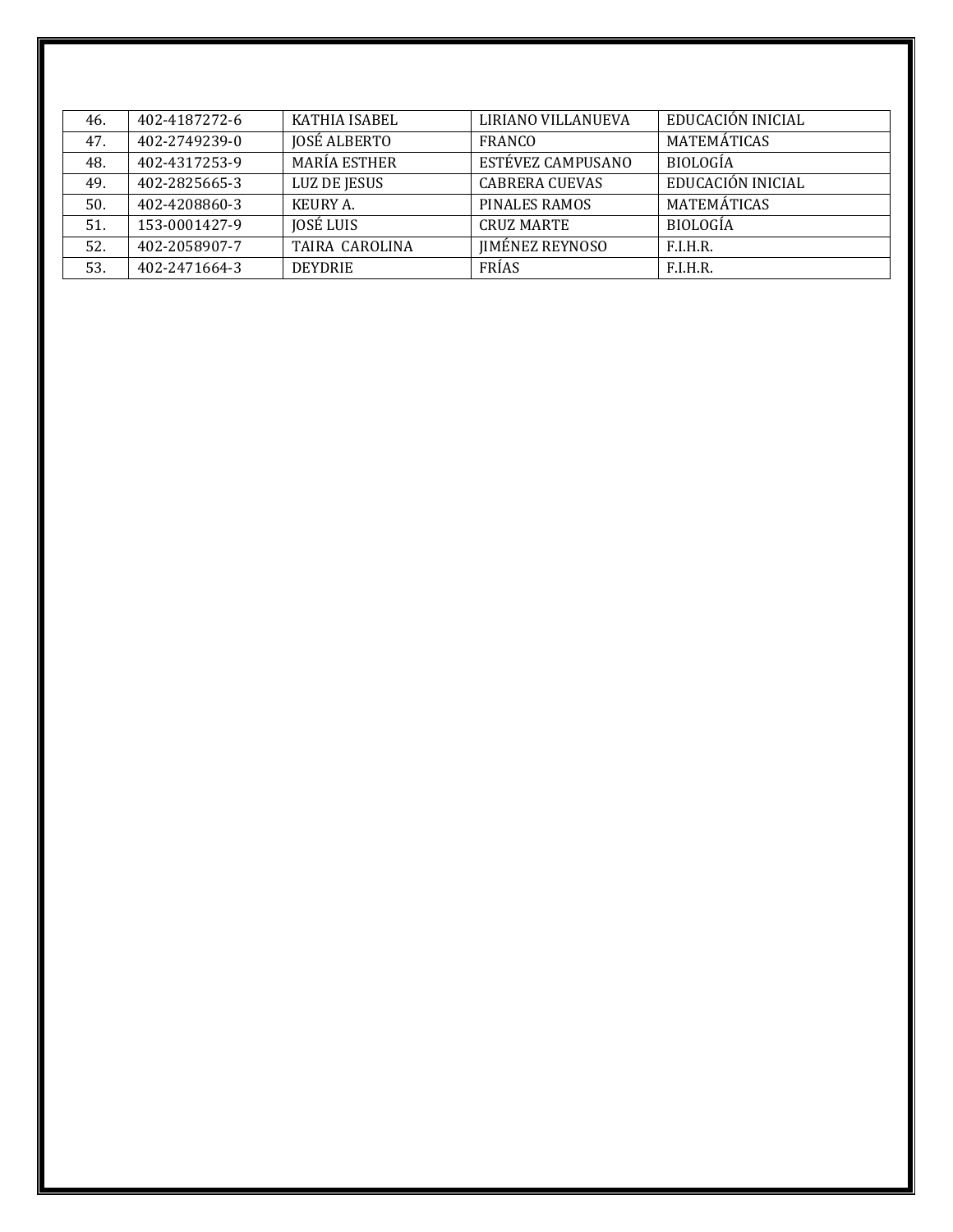| | | | | |
|---|---|---|---|---|
| 46. | 402-4187272-6 | KATHIA ISABEL | LIRIANO VILLANUEVA | EDUCACIÓN INICIAL |
| 47. | 402-2749239-0 | JOSÉ ALBERTO | FRANCO | MATEMÁTICAS |
| 48. | 402-4317253-9 | MARÍA ESTHER | ESTÉVEZ CAMPUSANO | BIOLOGÍA |
| 49. | 402-2825665-3 | LUZ DE JESUS | CABRERA CUEVAS | EDUCACIÓN INICIAL |
| 50. | 402-4208860-3 | KEURY A. | PINALES RAMOS | MATEMÁTICAS |
| 51. | 153-0001427-9 | JOSÉ LUIS | CRUZ MARTE | BIOLOGÍA |
| 52. | 402-2058907-7 | TAIRA CAROLINA | JIMÉNEZ REYNOSO | F.I.H.R. |
| 53. | 402-2471664-3 | DEYDRIE | FRÍAS | F.I.H.R. |